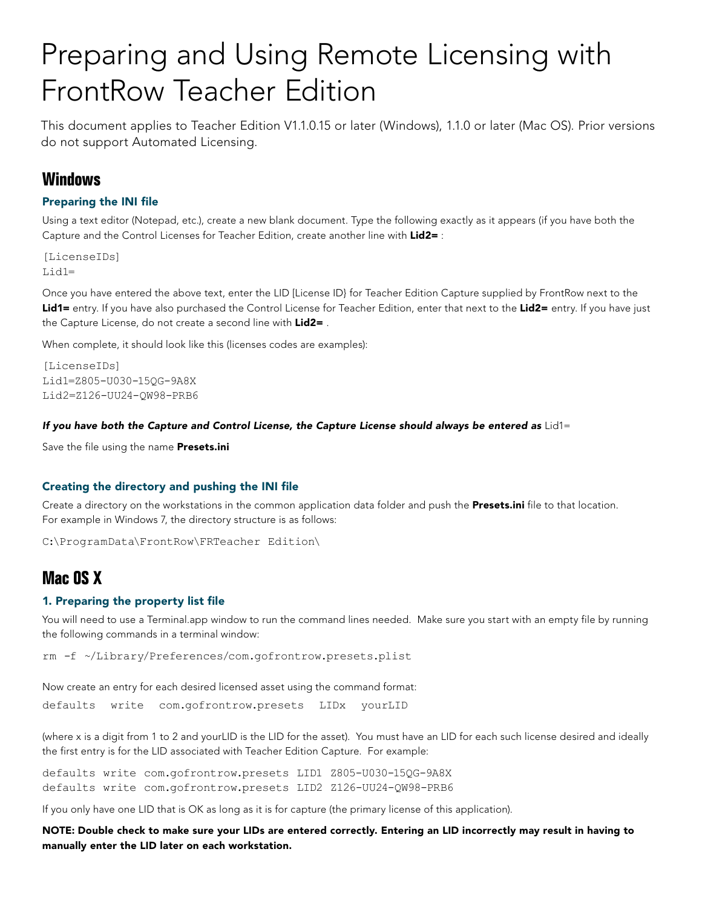# Preparing and Using Remote Licensing with FrontRow Teacher Edition

This document applies to Teacher Edition V1.1.0.15 or later (Windows), 1.1.0 or later (Mac OS). Prior versions do not support Automated Licensing.

## Windows

### Preparing the INI file

Using a text editor (Notepad, etc.), create a new blank document. Type the following exactly as it appears (if you have both the Capture and the Control Licenses for Teacher Edition, create another line with **Lid2=** :

```
[LicenseIDs]
Lid1=
```

Once you have entered the above text, enter the LID [License ID} for Teacher Edition Capture supplied by FrontRow next to the **Lid1=** entry. If you have also purchased the Control License for Teacher Edition, enter that next to the **Lid2=** entry. If you have just the Capture License, do not create a second line with **Lid2=** .

When complete, it should look like this (licenses codes are examples):

```
[LicenseIDs]
Lid1=Z805-U030-15QG-9A8X
Lid2=Z126-UU24-QW98-PRB6
```

***If you have both the Capture and Control License, the Capture License should always be entered as*** Lid1=

Save the file using the name **Presets.ini**

### Creating the directory and pushing the INI file

Create a directory on the workstations in the common application data folder and push the **Presets.ini** file to that location. For example in Windows 7, the directory structure is as follows:

```
C:\ProgramData\FrontRow\FRTeacher Edition\
```

## Mac OS X

### 1. Preparing the property list file

You will need to use a Terminal.app window to run the command lines needed. Make sure you start with an empty file by running the following commands in a terminal window:

```
rm -f ~/Library/Preferences/com.gofrontrow.presets.plist
```

Now create an entry for each desired licensed asset using the command format:

```
defaults  write  com.gofrontrow.presets  LIDx  yourLID
```

(where x is a digit from 1 to 2 and yourLID is the LID for the asset). You must have an LID for each such license desired and ideally the first entry is for the LID associated with Teacher Edition Capture. For example:

```
defaults write com.gofrontrow.presets LID1 Z805-U030-15QG-9A8X
defaults write com.gofrontrow.presets LID2 Z126-UU24-QW98-PRB6
```

If you only have one LID that is OK as long as it is for capture (the primary license of this application).

**NOTE: Double check to make sure your LIDs are entered correctly. Entering an LID incorrectly may result in having to manually enter the LID later on each workstation.**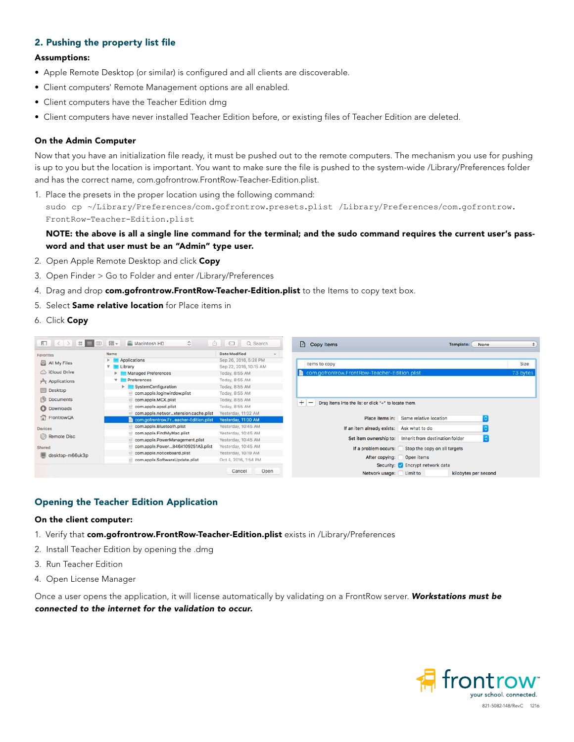## 2. Pushing the property list file

**Assumptions:**

- Apple Remote Desktop (or similar) is configured and all clients are discoverable.
- Client computers' Remote Management options are all enabled.
- Client computers have the Teacher Edition dmg
- Client computers have never installed Teacher Edition before, or existing files of Teacher Edition are deleted.

**On the Admin Computer**

Now that you have an initialization file ready, it must be pushed out to the remote computers. The mechanism you use for pushing is up to you but the location is important. You want to make sure the file is pushed to the system-wide /Library/Preferences folder and has the correct name, com.gofrontrow.FrontRow-Teacher-Edition.plist.

1. Place the presets in the proper location using the following command:

   ```
   sudo cp ~/Library/Preferences/com.gofrontrow.presets.plist /Library/Preferences/com.gofrontrow.FrontRow-Teacher-Edition.plist
   ```

   **NOTE: the above is all a single line command for the terminal; and the sudo command requires the current user's password and that user must be an "Admin" type user.**

2. Open Apple Remote Desktop and click **Copy**
3. Open Finder > Go to Folder and enter /Library/Preferences
4. Drag and drop **com.gofrontrow.FrontRow-Teacher-Edition.plist** to the Items to copy text box.
5. Select **Same relative location** for Place items in
6. Click **Copy**

## Opening the Teacher Edition Application

**On the client computer:**

1. Verify that **com.gofrontrow.FrontRow-Teacher-Edition.plist** exists in /Library/Preferences
2. Install Teacher Edition by opening the .dmg
3. Run Teacher Edition
4. Open License Manager

Once a user opens the application, it will license automatically by validating on a FrontRow server. ***Workstations must be connected to the internet for the validation to occur.***

frontrow
your school. connected.

821-5082-148/RevC 1216